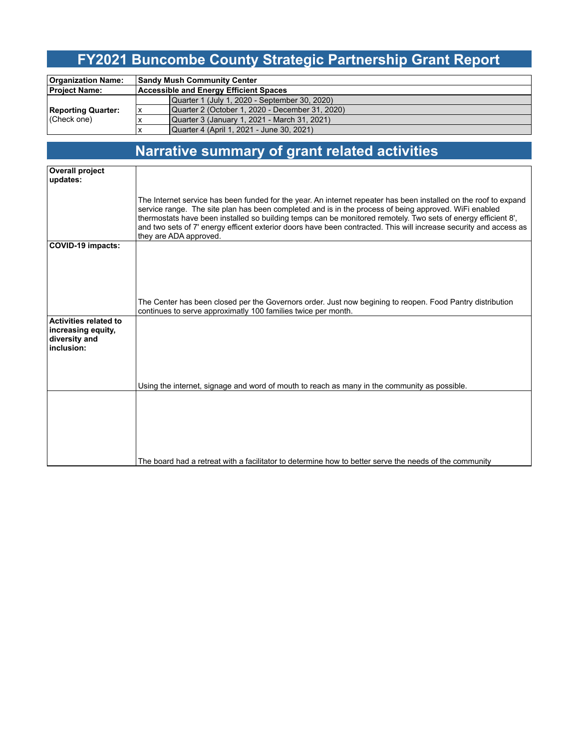# FY2021 Buncombe County Strategic Partnership Grant Report

| Organization Name: | Sandy Mush Community Center | |
|---|---|---|
| Project Name: | Accessible and Energy Efficient Spaces | |
| Reporting Quarter: (Check one) | | Quarter 1 (July 1, 2020 - September 30, 2020) |
| | x | Quarter 2 (October 1, 2020 - December 31, 2020) |
| | x | Quarter 3 (January 1, 2021 - March 31, 2021) |
| | x | Quarter 4 (April 1, 2021 - June 30, 2021) |

# Narrative summary of grant related activities

| | |
|---|---|
| **Overall project updates:** | The Internet service has been funded for the year. An internet repeater has been installed on the roof to expand service range. The site plan has been completed and is in the process of being approved. WiFi enabled thermostats have been installed so building temps can be monitored remotely. Two sets of energy efficient 8', and two sets of 7' energy efficent exterior doors have been contracted. This will increase security and access as they are ADA approved. |
| **COVID-19 impacts:** | The Center has been closed per the Governors order. Just now begining to reopen. Food Pantry distribution continues to serve approximatly 100 families twice per month. |
| **Activities related to increasing equity, diversity and inclusion:** | Using the internet, signage and word of mouth to reach as many in the community as possible. |
| | The board had a retreat with a facilitator to determine how to better serve the needs of the community |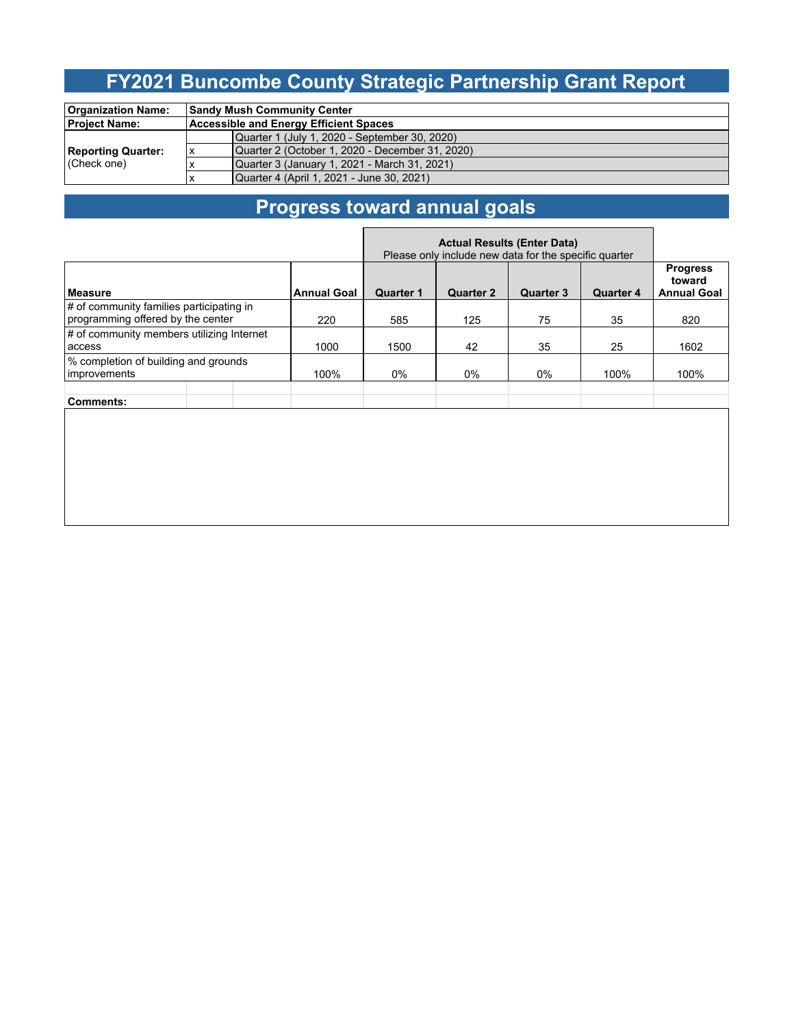# FY2021 Buncombe County Strategic Partnership Grant Report

| Organization Name: | Sandy Mush Community Center | |
|---|---|---|
| Project Name: | Accessible and Energy Efficient Spaces | |
| Reporting Quarter: (Check one) | | Quarter 1 (July 1, 2020 - September 30, 2020) |
| | x | Quarter 2 (October 1, 2020 - December 31, 2020) |
| | x | Quarter 3 (January 1, 2021 - March 31, 2021) |
| | x | Quarter 4 (April 1, 2021 - June 30, 2021) |

## Progress toward annual goals

| | | Actual Results (Enter Data) Please only include new data for the specific quarter | | | | |
|---|---|---|---|---|---|---|
| **Measure** | **Annual Goal** | **Quarter 1** | **Quarter 2** | **Quarter 3** | **Quarter 4** | **Progress toward Annual Goal** |
| # of community families participating in programming offered by the center | 220 | 585 | 125 | 75 | 35 | 820 |
| # of community members utilizing Internet access | 1000 | 1500 | 42 | 35 | 25 | 1602 |
| % completion of building and grounds improvements | 100% | 0% | 0% | 0% | 100% | 100% |

**Comments:**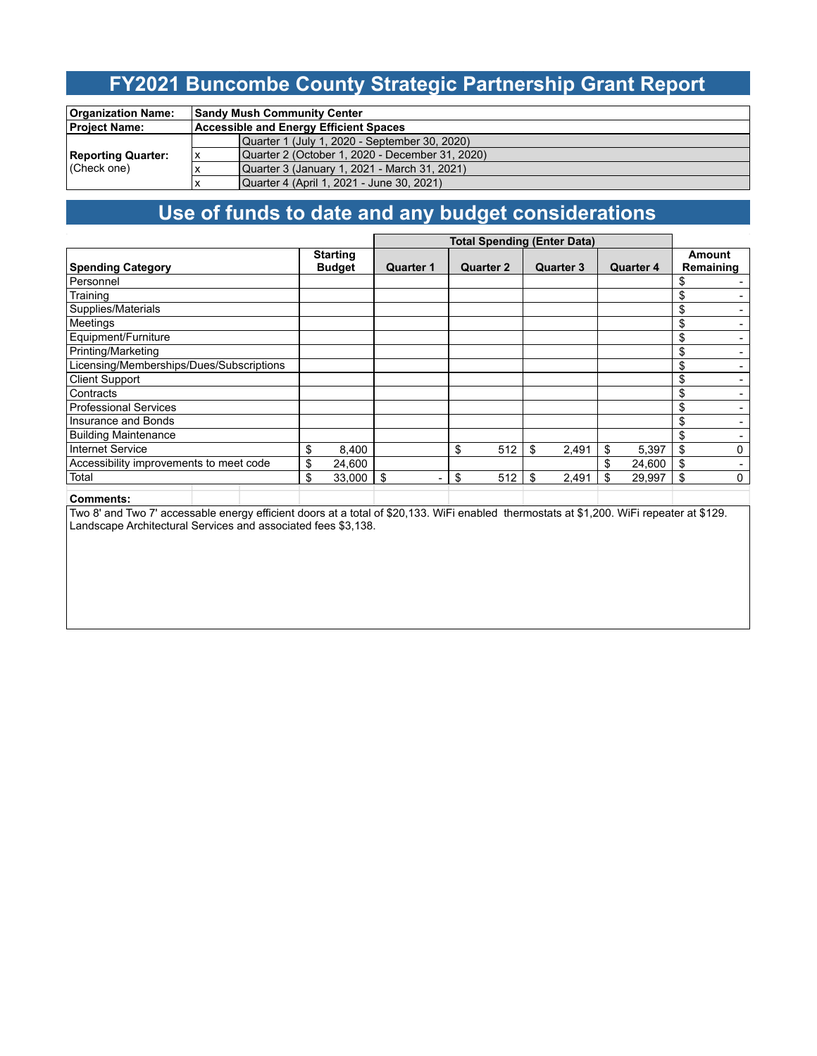# FY2021 Buncombe County Strategic Partnership Grant Report

| | | |
|---|---|---|
| **Organization Name:** | **Sandy Mush Community Center** | |
| **Project Name:** | **Accessible and Energy Efficient Spaces** | |
| **Reporting Quarter:** (Check one) | | Quarter 1 (July 1, 2020 - September 30, 2020) |
| | x | Quarter 2 (October 1, 2020 - December 31, 2020) |
| | x | Quarter 3 (January 1, 2021 - March 31, 2021) |
| | x | Quarter 4 (April 1, 2021 - June 30, 2021) |

## Use of funds to date and any budget considerations

| | | Total Spending (Enter Data) | | | | |
|---|---|---|---|---|---|---|
| **Spending Category** | **Starting Budget** | **Quarter 1** | **Quarter 2** | **Quarter 3** | **Quarter 4** | **Amount Remaining** |
| Personnel | | | | | | $ - |
| Training | | | | | | $ - |
| Supplies/Materials | | | | | | $ - |
| Meetings | | | | | | $ - |
| Equipment/Furniture | | | | | | $ - |
| Printing/Marketing | | | | | | $ - |
| Licensing/Memberships/Dues/Subscriptions | | | | | | $ - |
| Client Support | | | | | | $ - |
| Contracts | | | | | | $ - |
| Professional Services | | | | | | $ - |
| Insurance and Bonds | | | | | | $ - |
| Building Maintenance | | | | | | $ - |
| Internet Service | $ 8,400 | | $ 512 | $ 2,491 | $ 5,397 | $ 0 |
| Accessibility improvements to meet code | $ 24,600 | | | | $ 24,600 | $ - |
| Total | $ 33,000 | $ - | $ 512 | $ 2,491 | $ 29,997 | $ 0 |

**Comments:**

Two 8' and Two 7' accessable energy efficient doors at a total of $20,133. WiFi enabled thermostats at $1,200. WiFi repeater at $129. Landscape Architectural Services and associated fees $3,138.